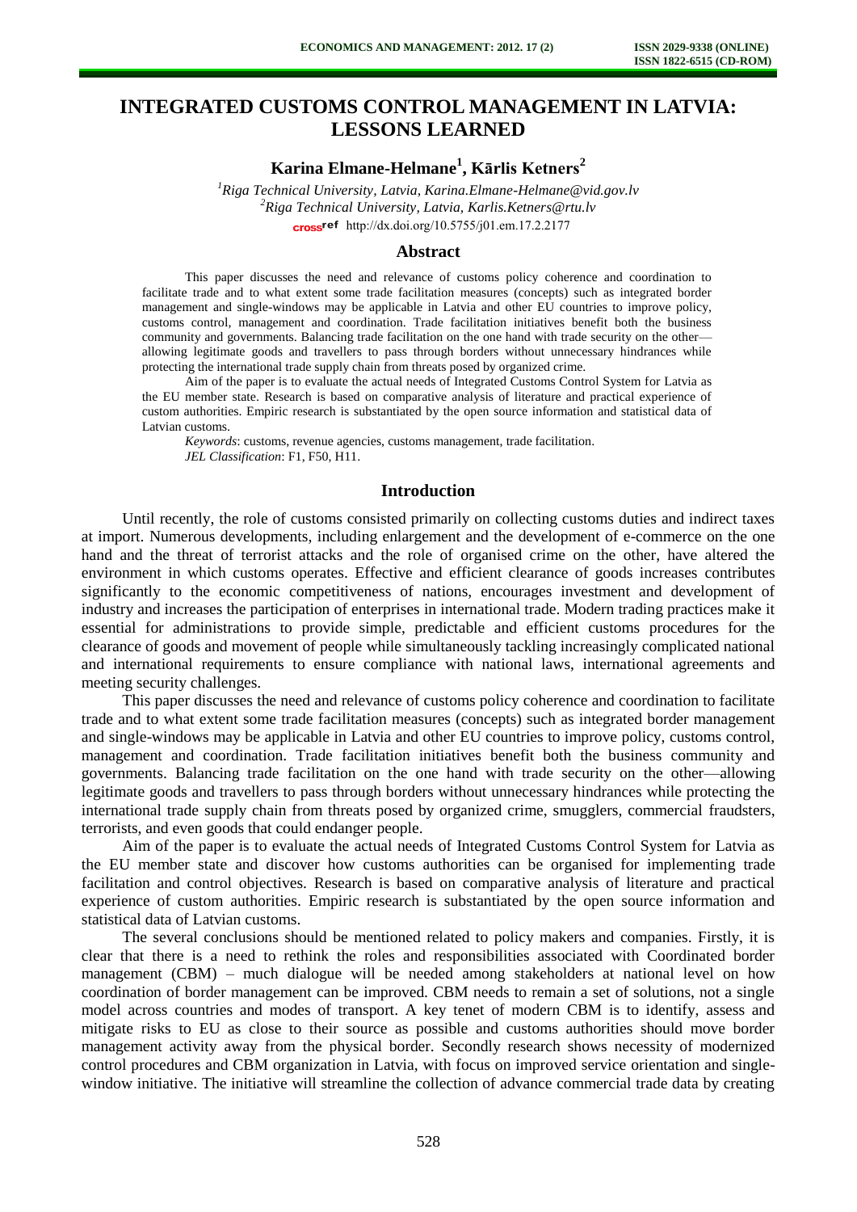# INTEGRATED CUSTOMS CONTROL MANAGEMENT IN LATVIA: LESSONS LEARNED

**Karina Elmane-Helmane[1], Kārlis Ketners[2]**

[1]*Riga Technical University, Latvia, Karina.Elmane-Helmane@vid.gov.lv*
[2]*Riga Technical University, Latvia, Karlis.Ketners@rtu.lv*
http://dx.doi.org/10.5755/j01.em.17.2.2177

## Abstract

This paper discusses the need and relevance of customs policy coherence and coordination to facilitate trade and to what extent some trade facilitation measures (concepts) such as integrated border management and single-windows may be applicable in Latvia and other EU countries to improve policy, customs control, management and coordination. Trade facilitation initiatives benefit both the business community and governments. Balancing trade facilitation on the one hand with trade security on the other—allowing legitimate goods and travellers to pass through borders without unnecessary hindrances while protecting the international trade supply chain from threats posed by organized crime.

Aim of the paper is to evaluate the actual needs of Integrated Customs Control System for Latvia as the EU member state. Research is based on comparative analysis of literature and practical experience of custom authorities. Empiric research is substantiated by the open source information and statistical data of Latvian customs.

*Keywords*: customs, revenue agencies, customs management, trade facilitation.
*JEL Classification*: F1, F50, H11.

## Introduction

Until recently, the role of customs consisted primarily on collecting customs duties and indirect taxes at import. Numerous developments, including enlargement and the development of e-commerce on the one hand and the threat of terrorist attacks and the role of organised crime on the other, have altered the environment in which customs operates. Effective and efficient clearance of goods increases contributes significantly to the economic competitiveness of nations, encourages investment and development of industry and increases the participation of enterprises in international trade. Modern trading practices make it essential for administrations to provide simple, predictable and efficient customs procedures for the clearance of goods and movement of people while simultaneously tackling increasingly complicated national and international requirements to ensure compliance with national laws, international agreements and meeting security challenges.

This paper discusses the need and relevance of customs policy coherence and coordination to facilitate trade and to what extent some trade facilitation measures (concepts) such as integrated border management and single-windows may be applicable in Latvia and other EU countries to improve policy, customs control, management and coordination. Trade facilitation initiatives benefit both the business community and governments. Balancing trade facilitation on the one hand with trade security on the other—allowing legitimate goods and travellers to pass through borders without unnecessary hindrances while protecting the international trade supply chain from threats posed by organized crime, smugglers, commercial fraudsters, terrorists, and even goods that could endanger people.

Aim of the paper is to evaluate the actual needs of Integrated Customs Control System for Latvia as the EU member state and discover how customs authorities can be organised for implementing trade facilitation and control objectives. Research is based on comparative analysis of literature and practical experience of custom authorities. Empiric research is substantiated by the open source information and statistical data of Latvian customs.

The several conclusions should be mentioned related to policy makers and companies. Firstly, it is clear that there is a need to rethink the roles and responsibilities associated with Coordinated border management (CBM) – much dialogue will be needed among stakeholders at national level on how coordination of border management can be improved. CBM needs to remain a set of solutions, not a single model across countries and modes of transport. A key tenet of modern CBM is to identify, assess and mitigate risks to EU as close to their source as possible and customs authorities should move border management activity away from the physical border. Secondly research shows necessity of modernized control procedures and CBM organization in Latvia, with focus on improved service orientation and single-window initiative. The initiative will streamline the collection of advance commercial trade data by creating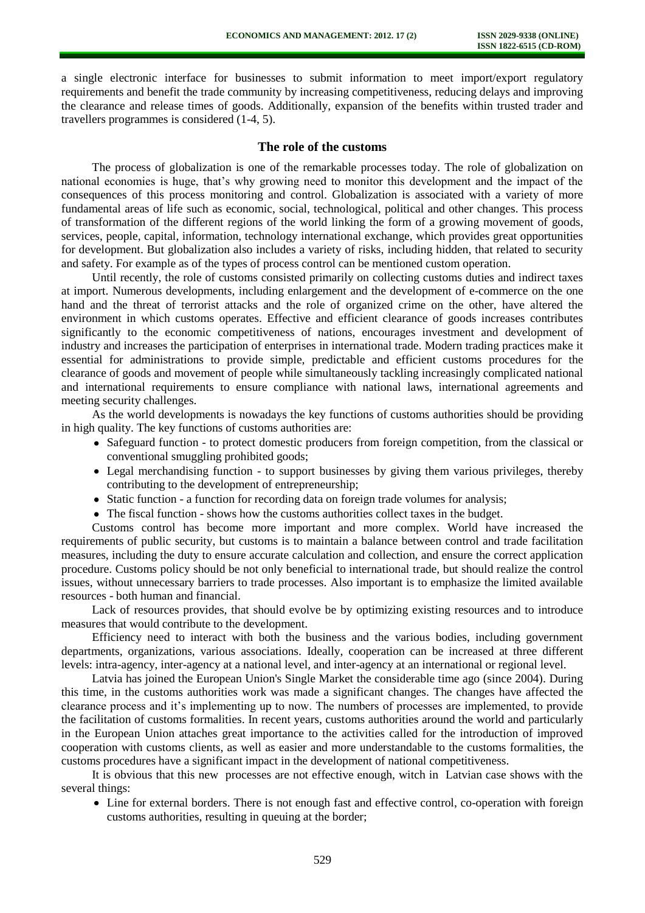a single electronic interface for businesses to submit information to meet import/export regulatory requirements and benefit the trade community by increasing competitiveness, reducing delays and improving the clearance and release times of goods. Additionally, expansion of the benefits within trusted trader and travellers programmes is considered (1-4, 5).

## The role of the customs

The process of globalization is one of the remarkable processes today. The role of globalization on national economies is huge, that's why growing need to monitor this development and the impact of the consequences of this process monitoring and control. Globalization is associated with a variety of more fundamental areas of life such as economic, social, technological, political and other changes. This process of transformation of the different regions of the world linking the form of a growing movement of goods, services, people, capital, information, technology international exchange, which provides great opportunities for development. But globalization also includes a variety of risks, including hidden, that related to security and safety. For example as of the types of process control can be mentioned custom operation.

Until recently, the role of customs consisted primarily on collecting customs duties and indirect taxes at import. Numerous developments, including enlargement and the development of e-commerce on the one hand and the threat of terrorist attacks and the role of organized crime on the other, have altered the environment in which customs operates. Effective and efficient clearance of goods increases contributes significantly to the economic competitiveness of nations, encourages investment and development of industry and increases the participation of enterprises in international trade. Modern trading practices make it essential for administrations to provide simple, predictable and efficient customs procedures for the clearance of goods and movement of people while simultaneously tackling increasingly complicated national and international requirements to ensure compliance with national laws, international agreements and meeting security challenges.

As the world developments is nowadays the key functions of customs authorities should be providing in high quality. The key functions of customs authorities are:

- Safeguard function - to protect domestic producers from foreign competition, from the classical or conventional smuggling prohibited goods;
- Legal merchandising function - to support businesses by giving them various privileges, thereby contributing to the development of entrepreneurship;
- Static function - a function for recording data on foreign trade volumes for analysis;
- The fiscal function - shows how the customs authorities collect taxes in the budget.

Customs control has become more important and more complex. World have increased the requirements of public security, but customs is to maintain a balance between control and trade facilitation measures, including the duty to ensure accurate calculation and collection, and ensure the correct application procedure. Customs policy should be not only beneficial to international trade, but should realize the control issues, without unnecessary barriers to trade processes. Also important is to emphasize the limited available resources - both human and financial.

Lack of resources provides, that should evolve be by optimizing existing resources and to introduce measures that would contribute to the development.

Efficiency need to interact with both the business and the various bodies, including government departments, organizations, various associations. Ideally, cooperation can be increased at three different levels: intra-agency, inter-agency at a national level, and inter-agency at an international or regional level.

Latvia has joined the European Union's Single Market the considerable time ago (since 2004). During this time, in the customs authorities work was made a significant changes. The changes have affected the clearance process and it's implementing up to now. The numbers of processes are implemented, to provide the facilitation of customs formalities. In recent years, customs authorities around the world and particularly in the European Union attaches great importance to the activities called for the introduction of improved cooperation with customs clients, as well as easier and more understandable to the customs formalities, the customs procedures have a significant impact in the development of national competitiveness.

It is obvious that this new processes are not effective enough, witch in Latvian case shows with the several things:

- Line for external borders. There is not enough fast and effective control, co-operation with foreign customs authorities, resulting in queuing at the border;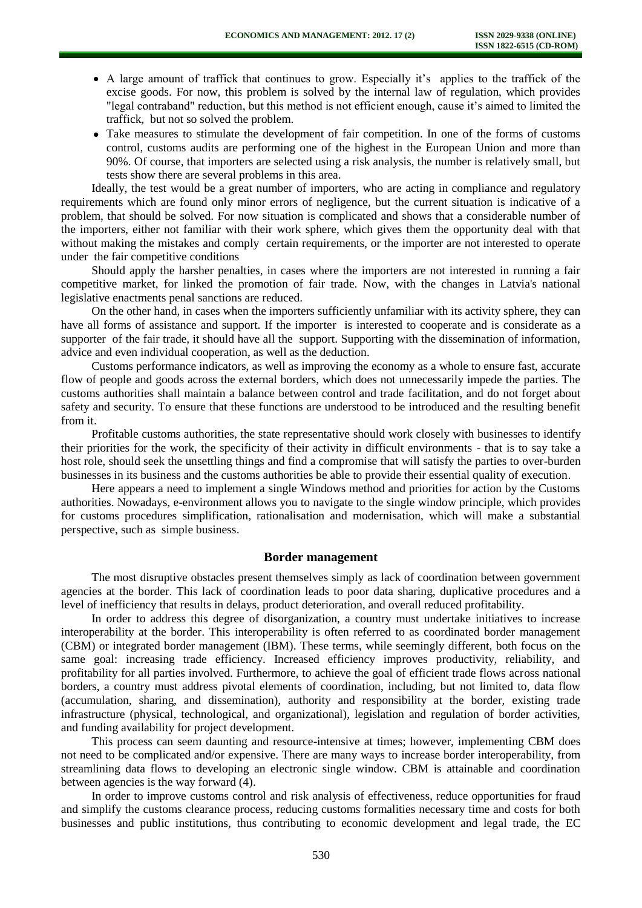- A large amount of traffick that continues to grow. Especially it's applies to the traffick of the excise goods. For now, this problem is solved by the internal law of regulation, which provides "legal contraband" reduction, but this method is not efficient enough, cause it's aimed to limited the traffick, but not so solved the problem.
- Take measures to stimulate the development of fair competition. In one of the forms of customs control, customs audits are performing one of the highest in the European Union and more than 90%. Of course, that importers are selected using a risk analysis, the number is relatively small, but tests show there are several problems in this area.

Ideally, the test would be a great number of importers, who are acting in compliance and regulatory requirements which are found only minor errors of negligence, but the current situation is indicative of a problem, that should be solved. For now situation is complicated and shows that a considerable number of the importers, either not familiar with their work sphere, which gives them the opportunity deal with that without making the mistakes and comply certain requirements, or the importer are not interested to operate under the fair competitive conditions

Should apply the harsher penalties, in cases where the importers are not interested in running a fair competitive market, for linked the promotion of fair trade. Now, with the changes in Latvia's national legislative enactments penal sanctions are reduced.

On the other hand, in cases when the importers sufficiently unfamiliar with its activity sphere, they can have all forms of assistance and support. If the importer is interested to cooperate and is considerate as a supporter of the fair trade, it should have all the support. Supporting with the dissemination of information, advice and even individual cooperation, as well as the deduction.

Customs performance indicators, as well as improving the economy as a whole to ensure fast, accurate flow of people and goods across the external borders, which does not unnecessarily impede the parties. The customs authorities shall maintain a balance between control and trade facilitation, and do not forget about safety and security. To ensure that these functions are understood to be introduced and the resulting benefit from it.

Profitable customs authorities, the state representative should work closely with businesses to identify their priorities for the work, the specificity of their activity in difficult environments - that is to say take a host role, should seek the unsettling things and find a compromise that will satisfy the parties to over-burden businesses in its business and the customs authorities be able to provide their essential quality of execution.

Here appears a need to implement a single Windows method and priorities for action by the Customs authorities. Nowadays, e-environment allows you to navigate to the single window principle, which provides for customs procedures simplification, rationalisation and modernisation, which will make a substantial perspective, such as simple business.

## Border management

The most disruptive obstacles present themselves simply as lack of coordination between government agencies at the border. This lack of coordination leads to poor data sharing, duplicative procedures and a level of inefficiency that results in delays, product deterioration, and overall reduced profitability.

In order to address this degree of disorganization, a country must undertake initiatives to increase interoperability at the border. This interoperability is often referred to as coordinated border management (CBM) or integrated border management (IBM). These terms, while seemingly different, both focus on the same goal: increasing trade efficiency. Increased efficiency improves productivity, reliability, and profitability for all parties involved. Furthermore, to achieve the goal of efficient trade flows across national borders, a country must address pivotal elements of coordination, including, but not limited to, data flow (accumulation, sharing, and dissemination), authority and responsibility at the border, existing trade infrastructure (physical, technological, and organizational), legislation and regulation of border activities, and funding availability for project development.

This process can seem daunting and resource-intensive at times; however, implementing CBM does not need to be complicated and/or expensive. There are many ways to increase border interoperability, from streamlining data flows to developing an electronic single window. CBM is attainable and coordination between agencies is the way forward (4).

In order to improve customs control and risk analysis of effectiveness, reduce opportunities for fraud and simplify the customs clearance process, reducing customs formalities necessary time and costs for both businesses and public institutions, thus contributing to economic development and legal trade, the EC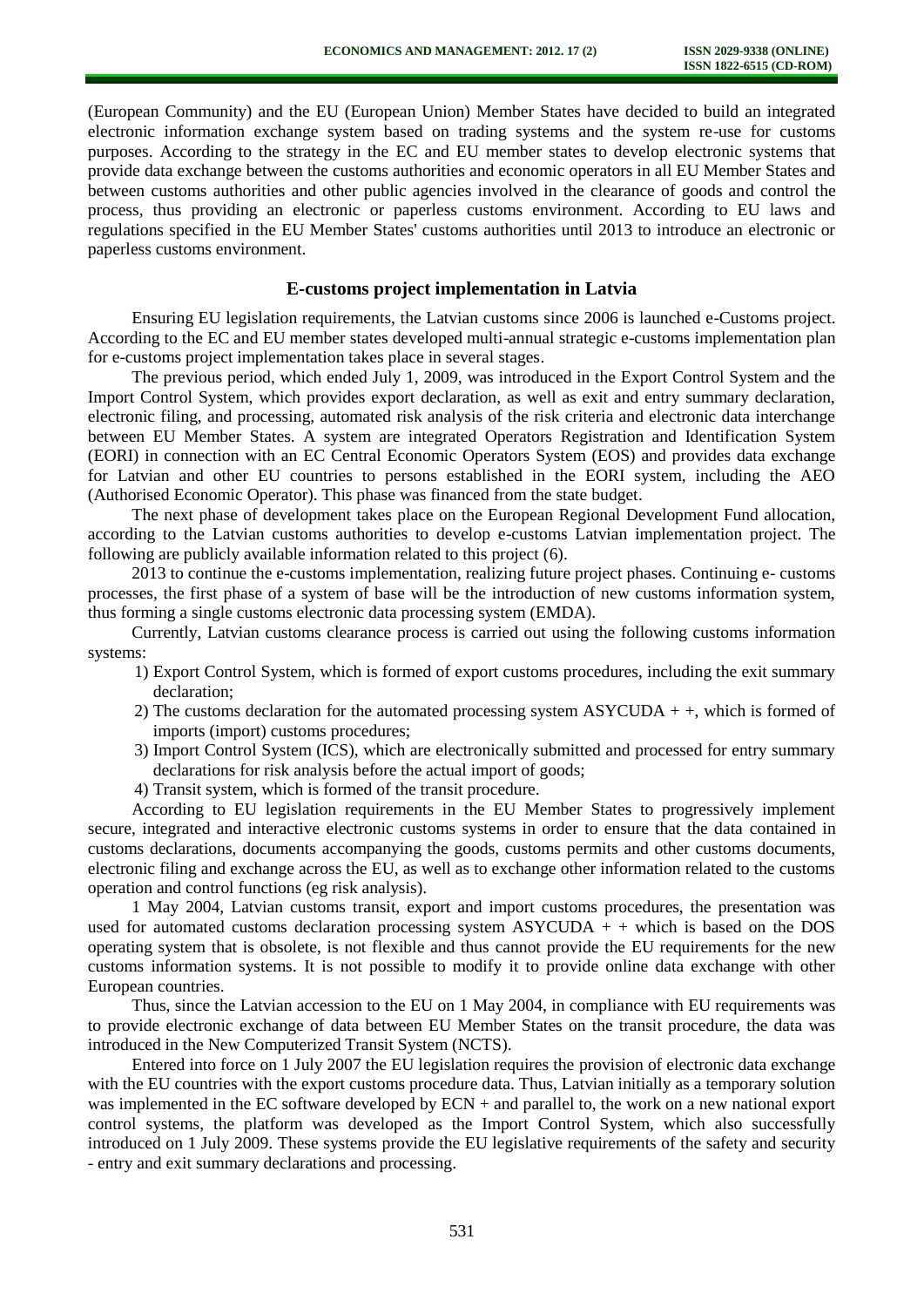(European Community) and the EU (European Union) Member States have decided to build an integrated electronic information exchange system based on trading systems and the system re-use for customs purposes. According to the strategy in the EC and EU member states to develop electronic systems that provide data exchange between the customs authorities and economic operators in all EU Member States and between customs authorities and other public agencies involved in the clearance of goods and control the process, thus providing an electronic or paperless customs environment. According to EU laws and regulations specified in the EU Member States' customs authorities until 2013 to introduce an electronic or paperless customs environment.

## E-customs project implementation in Latvia

Ensuring EU legislation requirements, the Latvian customs since 2006 is launched e-Customs project. According to the EC and EU member states developed multi-annual strategic e-customs implementation plan for e-customs project implementation takes place in several stages.

The previous period, which ended July 1, 2009, was introduced in the Export Control System and the Import Control System, which provides export declaration, as well as exit and entry summary declaration, electronic filing, and processing, automated risk analysis of the risk criteria and electronic data interchange between EU Member States. A system are integrated Operators Registration and Identification System (EORI) in connection with an EC Central Economic Operators System (EOS) and provides data exchange for Latvian and other EU countries to persons established in the EORI system, including the AEO (Authorised Economic Operator). This phase was financed from the state budget.

The next phase of development takes place on the European Regional Development Fund allocation, according to the Latvian customs authorities to develop e-customs Latvian implementation project. The following are publicly available information related to this project (6).

2013 to continue the e-customs implementation, realizing future project phases. Continuing e- customs processes, the first phase of a system of base will be the introduction of new customs information system, thus forming a single customs electronic data processing system (EMDA).

Currently, Latvian customs clearance process is carried out using the following customs information systems:

1) Export Control System, which is formed of export customs procedures, including the exit summary declaration;
2) The customs declaration for the automated processing system ASYCUDA + +, which is formed of imports (import) customs procedures;
3) Import Control System (ICS), which are electronically submitted and processed for entry summary declarations for risk analysis before the actual import of goods;
4) Transit system, which is formed of the transit procedure.

According to EU legislation requirements in the EU Member States to progressively implement secure, integrated and interactive electronic customs systems in order to ensure that the data contained in customs declarations, documents accompanying the goods, customs permits and other customs documents, electronic filing and exchange across the EU, as well as to exchange other information related to the customs operation and control functions (eg risk analysis).

1 May 2004, Latvian customs transit, export and import customs procedures, the presentation was used for automated customs declaration processing system ASYCUDA + + which is based on the DOS operating system that is obsolete, is not flexible and thus cannot provide the EU requirements for the new customs information systems. It is not possible to modify it to provide online data exchange with other European countries.

Thus, since the Latvian accession to the EU on 1 May 2004, in compliance with EU requirements was to provide electronic exchange of data between EU Member States on the transit procedure, the data was introduced in the New Computerized Transit System (NCTS).

Entered into force on 1 July 2007 the EU legislation requires the provision of electronic data exchange with the EU countries with the export customs procedure data. Thus, Latvian initially as a temporary solution was implemented in the EC software developed by ECN + and parallel to, the work on a new national export control systems, the platform was developed as the Import Control System, which also successfully introduced on 1 July 2009. These systems provide the EU legislative requirements of the safety and security - entry and exit summary declarations and processing.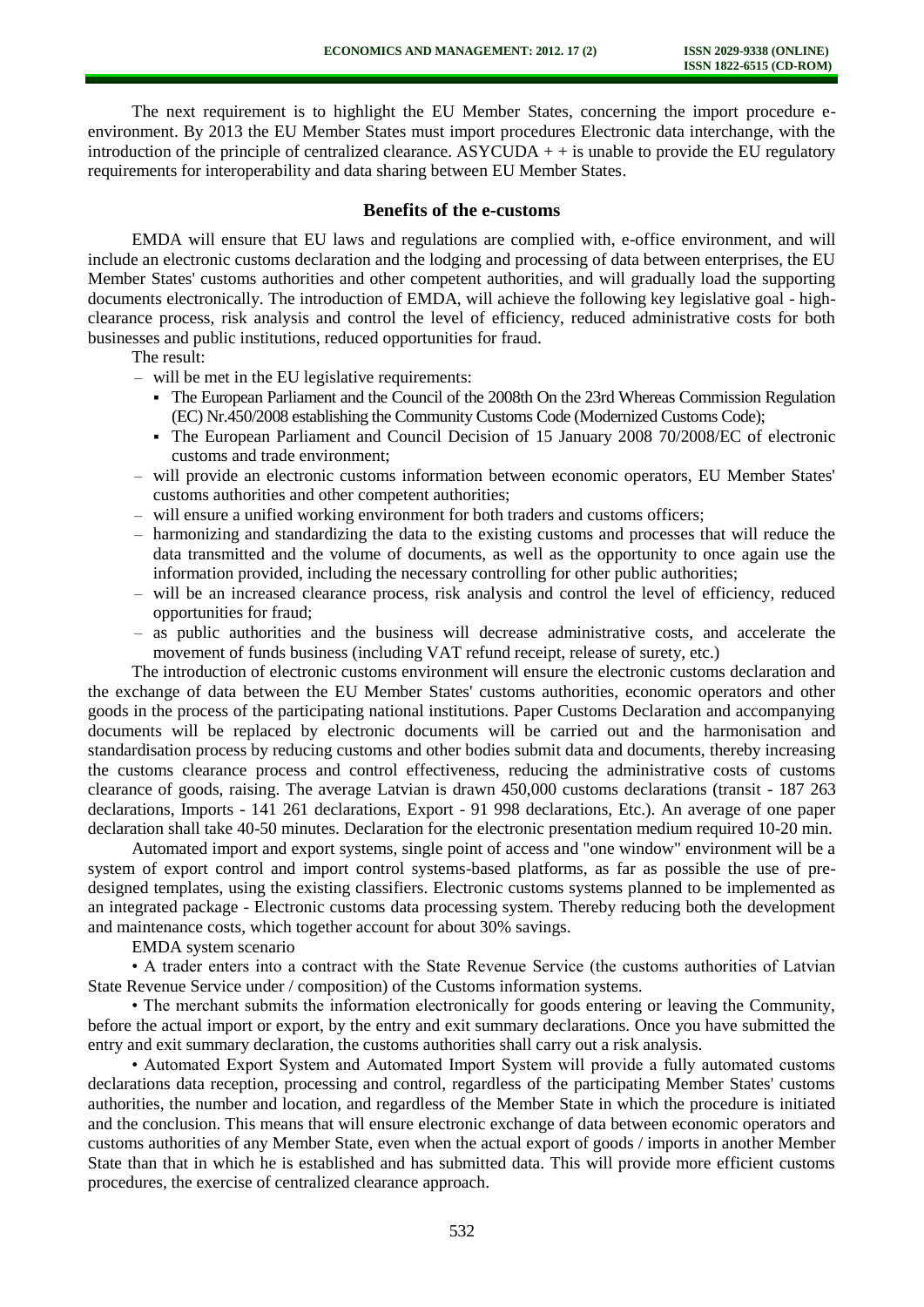The next requirement is to highlight the EU Member States, concerning the import procedure e-environment. By 2013 the EU Member States must import procedures Electronic data interchange, with the introduction of the principle of centralized clearance. ASYCUDA + + is unable to provide the EU regulatory requirements for interoperability and data sharing between EU Member States.

## Benefits of the e-customs

EMDA will ensure that EU laws and regulations are complied with, e-office environment, and will include an electronic customs declaration and the lodging and processing of data between enterprises, the EU Member States' customs authorities and other competent authorities, and will gradually load the supporting documents electronically. The introduction of EMDA, will achieve the following key legislative goal - high-clearance process, risk analysis and control the level of efficiency, reduced administrative costs for both businesses and public institutions, reduced opportunities for fraud.

The result:

- will be met in the EU legislative requirements:
  - The European Parliament and the Council of the 2008th On the 23rd Whereas Commission Regulation (EC) Nr.450/2008 establishing the Community Customs Code (Modernized Customs Code);
  - The European Parliament and Council Decision of 15 January 2008 70/2008/EC of electronic customs and trade environment;
- will provide an electronic customs information between economic operators, EU Member States' customs authorities and other competent authorities;
- will ensure a unified working environment for both traders and customs officers;
- harmonizing and standardizing the data to the existing customs and processes that will reduce the data transmitted and the volume of documents, as well as the opportunity to once again use the information provided, including the necessary controlling for other public authorities;
- will be an increased clearance process, risk analysis and control the level of efficiency, reduced opportunities for fraud;
- as public authorities and the business will decrease administrative costs, and accelerate the movement of funds business (including VAT refund receipt, release of surety, etc.)

The introduction of electronic customs environment will ensure the electronic customs declaration and the exchange of data between the EU Member States' customs authorities, economic operators and other goods in the process of the participating national institutions. Paper Customs Declaration and accompanying documents will be replaced by electronic documents will be carried out and the harmonisation and standardisation process by reducing customs and other bodies submit data and documents, thereby increasing the customs clearance process and control effectiveness, reducing the administrative costs of customs clearance of goods, raising. The average Latvian is drawn 450,000 customs declarations (transit - 187 263 declarations, Imports - 141 261 declarations, Export - 91 998 declarations, Etc.). An average of one paper declaration shall take 40-50 minutes. Declaration for the electronic presentation medium required 10-20 min.

Automated import and export systems, single point of access and "one window" environment will be a system of export control and import control systems-based platforms, as far as possible the use of pre-designed templates, using the existing classifiers. Electronic customs systems planned to be implemented as an integrated package - Electronic customs data processing system. Thereby reducing both the development and maintenance costs, which together account for about 30% savings.

EMDA system scenario

• A trader enters into a contract with the State Revenue Service (the customs authorities of Latvian State Revenue Service under / composition) of the Customs information systems.

• The merchant submits the information electronically for goods entering or leaving the Community, before the actual import or export, by the entry and exit summary declarations. Once you have submitted the entry and exit summary declaration, the customs authorities shall carry out a risk analysis.

• Automated Export System and Automated Import System will provide a fully automated customs declarations data reception, processing and control, regardless of the participating Member States' customs authorities, the number and location, and regardless of the Member State in which the procedure is initiated and the conclusion. This means that will ensure electronic exchange of data between economic operators and customs authorities of any Member State, even when the actual export of goods / imports in another Member State than that in which he is established and has submitted data. This will provide more efficient customs procedures, the exercise of centralized clearance approach.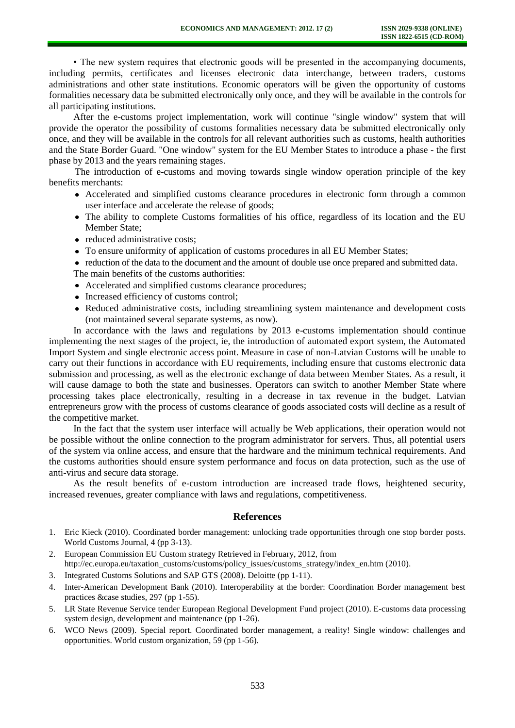• The new system requires that electronic goods will be presented in the accompanying documents, including permits, certificates and licenses electronic data interchange, between traders, customs administrations and other state institutions. Economic operators will be given the opportunity of customs formalities necessary data be submitted electronically only once, and they will be available in the controls for all participating institutions.

After the e-customs project implementation, work will continue "single window" system that will provide the operator the possibility of customs formalities necessary data be submitted electronically only once, and they will be available in the controls for all relevant authorities such as customs, health authorities and the State Border Guard. "One window" system for the EU Member States to introduce a phase - the first phase by 2013 and the years remaining stages.

The introduction of e-customs and moving towards single window operation principle of the key benefits merchants:

- Accelerated and simplified customs clearance procedures in electronic form through a common user interface and accelerate the release of goods;
- The ability to complete Customs formalities of his office, regardless of its location and the EU Member State;
- reduced administrative costs;
- To ensure uniformity of application of customs procedures in all EU Member States;
- reduction of the data to the document and the amount of double use once prepared and submitted data.

The main benefits of the customs authorities:

- Accelerated and simplified customs clearance procedures;
- Increased efficiency of customs control;
- Reduced administrative costs, including streamlining system maintenance and development costs (not maintained several separate systems, as now).

In accordance with the laws and regulations by 2013 e-customs implementation should continue implementing the next stages of the project, ie, the introduction of automated export system, the Automated Import System and single electronic access point. Measure in case of non-Latvian Customs will be unable to carry out their functions in accordance with EU requirements, including ensure that customs electronic data submission and processing, as well as the electronic exchange of data between Member States. As a result, it will cause damage to both the state and businesses. Operators can switch to another Member State where processing takes place electronically, resulting in a decrease in tax revenue in the budget. Latvian entrepreneurs grow with the process of customs clearance of goods associated costs will decline as a result of the competitive market.

In the fact that the system user interface will actually be Web applications, their operation would not be possible without the online connection to the program administrator for servers. Thus, all potential users of the system via online access, and ensure that the hardware and the minimum technical requirements. And the customs authorities should ensure system performance and focus on data protection, such as the use of anti-virus and secure data storage.

As the result benefits of e-custom introduction are increased trade flows, heightened security, increased revenues, greater compliance with laws and regulations, competitiveness.

## References

1. Eric Kieck (2010). Coordinated border management: unlocking trade opportunities through one stop border posts. World Customs Journal, 4 (pp 3-13).
2. European Commission EU Custom strategy Retrieved in February, 2012, from http://ec.europa.eu/taxation_customs/customs/policy_issues/customs_strategy/index_en.htm (2010).
3. Integrated Customs Solutions and SAP GTS (2008). Deloitte (pp 1-11).
4. Inter-American Development Bank (2010). Interoperability at the border: Coordination Border management best practices &case studies, 297 (pp 1-55).
5. LR State Revenue Service tender European Regional Development Fund project (2010). E-customs data processing system design, development and maintenance (pp 1-26).
6. WCO News (2009). Special report. Coordinated border management, a reality! Single window: challenges and opportunities. World custom organization, 59 (pp 1-56).